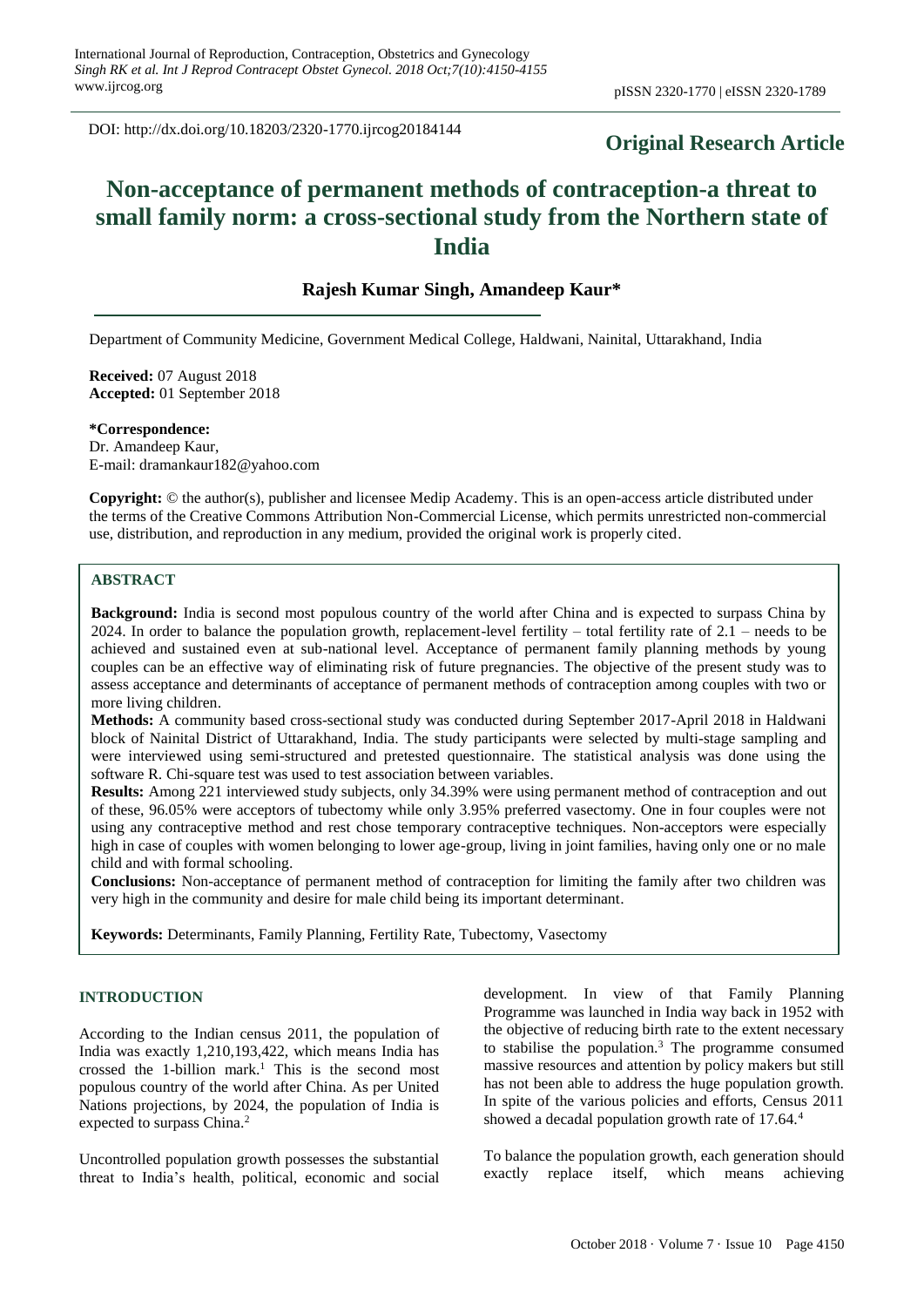DOI: http://dx.doi.org/10.18203/2320-1770.ijrcog20184144

**Original Research Article**

# Non-acceptance of permanent methods of contraception-a threat to small family norm: a cross-sectional study from the Northern state of India

**Rajesh Kumar Singh, Amandeep Kaur***

Department of Community Medicine, Government Medical College, Haldwani, Nainital, Uttarakhand, India

**Received:** 07 August 2018
**Accepted:** 01 September 2018

**\*Correspondence:**
Dr. Amandeep Kaur,
E-mail: dramankaur182@yahoo.com

**Copyright:** © the author(s), publisher and licensee Medip Academy. This is an open-access article distributed under the terms of the Creative Commons Attribution Non-Commercial License, which permits unrestricted non-commercial use, distribution, and reproduction in any medium, provided the original work is properly cited.

## ABSTRACT

**Background:** India is second most populous country of the world after China and is expected to surpass China by 2024. In order to balance the population growth, replacement-level fertility – total fertility rate of 2.1 – needs to be achieved and sustained even at sub-national level. Acceptance of permanent family planning methods by young couples can be an effective way of eliminating risk of future pregnancies. The objective of the present study was to assess acceptance and determinants of acceptance of permanent methods of contraception among couples with two or more living children.

**Methods:** A community based cross-sectional study was conducted during September 2017-April 2018 in Haldwani block of Nainital District of Uttarakhand, India. The study participants were selected by multi-stage sampling and were interviewed using semi-structured and pretested questionnaire. The statistical analysis was done using the software R. Chi-square test was used to test association between variables.

**Results:** Among 221 interviewed study subjects, only 34.39% were using permanent method of contraception and out of these, 96.05% were acceptors of tubectomy while only 3.95% preferred vasectomy. One in four couples were not using any contraceptive method and rest chose temporary contraceptive techniques. Non-acceptors were especially high in case of couples with women belonging to lower age-group, living in joint families, having only one or no male child and with formal schooling.

**Conclusions:** Non-acceptance of permanent method of contraception for limiting the family after two children was very high in the community and desire for male child being its important determinant.

**Keywords:** Determinants, Family Planning, Fertility Rate, Tubectomy, Vasectomy

## INTRODUCTION

According to the Indian census 2011, the population of India was exactly 1,210,193,422, which means India has crossed the 1-billion mark.[1] This is the second most populous country of the world after China. As per United Nations projections, by 2024, the population of India is expected to surpass China.[2]

Uncontrolled population growth possesses the substantial threat to India's health, political, economic and social development. In view of that Family Planning Programme was launched in India way back in 1952 with the objective of reducing birth rate to the extent necessary to stabilise the population.[3] The programme consumed massive resources and attention by policy makers but still has not been able to address the huge population growth. In spite of the various policies and efforts, Census 2011 showed a decadal population growth rate of 17.64.[4]

To balance the population growth, each generation should exactly replace itself, which means achieving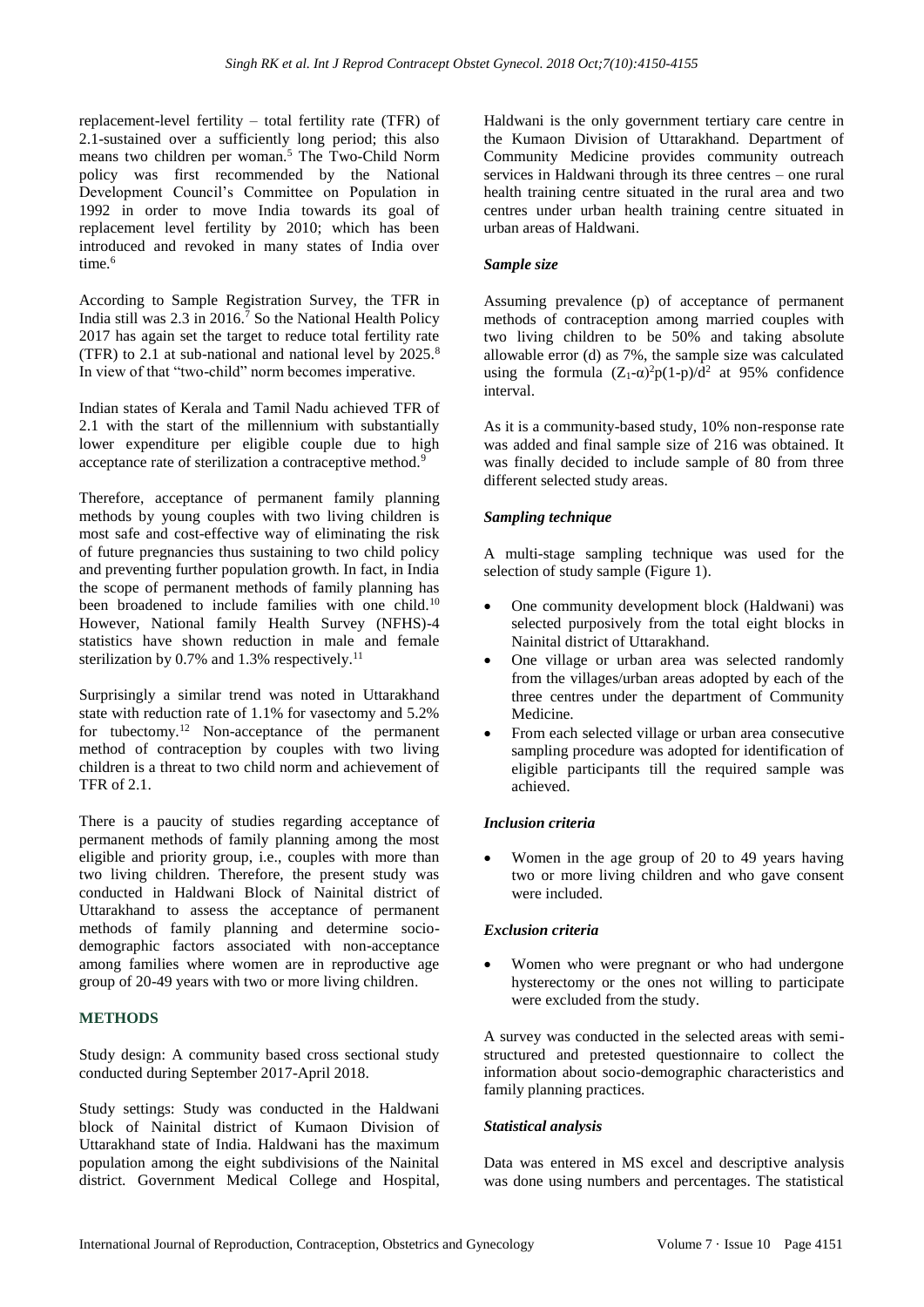replacement-level fertility – total fertility rate (TFR) of 2.1-sustained over a sufficiently long period; this also means two children per woman.[5] The Two-Child Norm policy was first recommended by the National Development Council's Committee on Population in 1992 in order to move India towards its goal of replacement level fertility by 2010; which has been introduced and revoked in many states of India over time.[6]

According to Sample Registration Survey, the TFR in India still was 2.3 in 2016.[7] So the National Health Policy 2017 has again set the target to reduce total fertility rate (TFR) to 2.1 at sub-national and national level by 2025.[8] In view of that "two-child" norm becomes imperative.

Indian states of Kerala and Tamil Nadu achieved TFR of 2.1 with the start of the millennium with substantially lower expenditure per eligible couple due to high acceptance rate of sterilization a contraceptive method.[9]

Therefore, acceptance of permanent family planning methods by young couples with two living children is most safe and cost-effective way of eliminating the risk of future pregnancies thus sustaining to two child policy and preventing further population growth. In fact, in India the scope of permanent methods of family planning has been broadened to include families with one child.[10] However, National family Health Survey (NFHS)-4 statistics have shown reduction in male and female sterilization by 0.7% and 1.3% respectively.[11]

Surprisingly a similar trend was noted in Uttarakhand state with reduction rate of 1.1% for vasectomy and 5.2% for tubectomy.[12] Non-acceptance of the permanent method of contraception by couples with two living children is a threat to two child norm and achievement of TFR of 2.1.

There is a paucity of studies regarding acceptance of permanent methods of family planning among the most eligible and priority group, i.e., couples with more than two living children. Therefore, the present study was conducted in Haldwani Block of Nainital district of Uttarakhand to assess the acceptance of permanent methods of family planning and determine socio-demographic factors associated with non-acceptance among families where women are in reproductive age group of 20-49 years with two or more living children.

## METHODS

Study design: A community based cross sectional study conducted during September 2017-April 2018.

Study settings: Study was conducted in the Haldwani block of Nainital district of Kumaon Division of Uttarakhand state of India. Haldwani has the maximum population among the eight subdivisions of the Nainital district. Government Medical College and Hospital, Haldwani is the only government tertiary care centre in the Kumaon Division of Uttarakhand. Department of Community Medicine provides community outreach services in Haldwani through its three centres – one rural health training centre situated in the rural area and two centres under urban health training centre situated in urban areas of Haldwani.

### *Sample size*

Assuming prevalence (p) of acceptance of permanent methods of contraception among married couples with two living children to be 50% and taking absolute allowable error (d) as 7%, the sample size was calculated using the formula $(Z_1\text{-}\alpha)^2p(1\text{-}p)/d^2$ at 95% confidence interval.

As it is a community-based study, 10% non-response rate was added and final sample size of 216 was obtained. It was finally decided to include sample of 80 from three different selected study areas.

### *Sampling technique*

A multi-stage sampling technique was used for the selection of study sample (Figure 1).

- One community development block (Haldwani) was selected purposively from the total eight blocks in Nainital district of Uttarakhand.
- One village or urban area was selected randomly from the villages/urban areas adopted by each of the three centres under the department of Community Medicine.
- From each selected village or urban area consecutive sampling procedure was adopted for identification of eligible participants till the required sample was achieved.

### *Inclusion criteria*

- Women in the age group of 20 to 49 years having two or more living children and who gave consent were included.

### *Exclusion criteria*

- Women who were pregnant or who had undergone hysterectomy or the ones not willing to participate were excluded from the study.

A survey was conducted in the selected areas with semi-structured and pretested questionnaire to collect the information about socio-demographic characteristics and family planning practices.

### *Statistical analysis*

Data was entered in MS excel and descriptive analysis was done using numbers and percentages. The statistical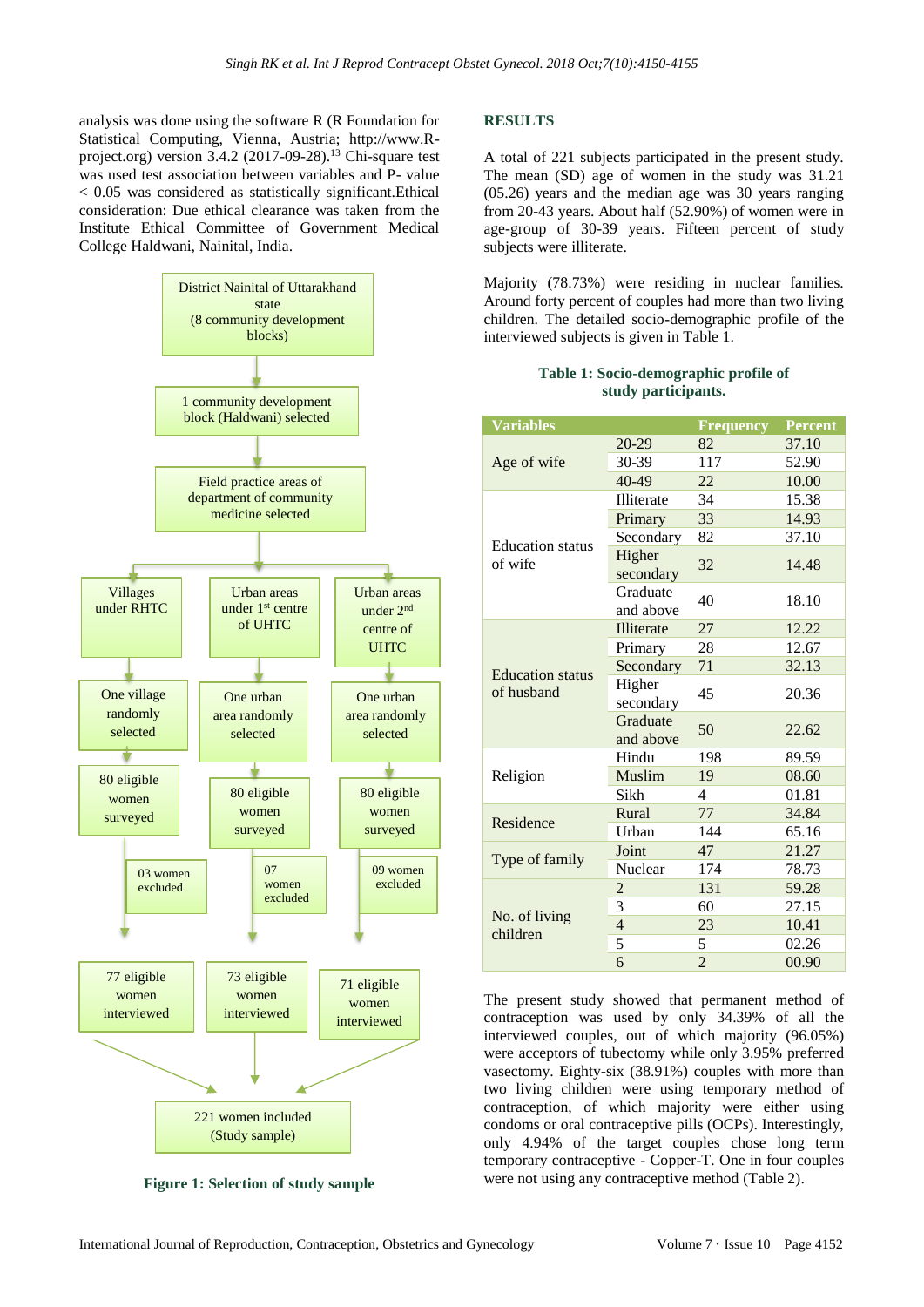analysis was done using the software R (R Foundation for Statistical Computing, Vienna, Austria; http://www.R-project.org) version 3.4.2 (2017-09-28).[13] Chi-square test was used test association between variables and P- value < 0.05 was considered as statistically significant.Ethical consideration: Due ethical clearance was taken from the Institute Ethical Committee of Government Medical College Haldwani, Nainital, India.

District Nainital of Uttarakhand state (8 community development blocks)

↓

1 community development block (Haldwani) selected

↓

Field practice areas of department of community medicine selected

↓

| Villages under RHTC | Urban areas under 1st centre of UHTC | Urban areas under 2nd centre of UHTC |
|---|---|---|
| One village randomly selected | One urban area randomly selected | One urban area randomly selected |
| 80 eligible women surveyed | 80 eligible women surveyed | 80 eligible women surveyed |
| 03 women excluded | 07 women excluded | 09 women excluded |
| 77 eligible women interviewed | 73 eligible women interviewed | 71 eligible women interviewed |

↓

221 women included (Study sample)

**Figure 1: Selection of study sample**

## RESULTS

A total of 221 subjects participated in the present study. The mean (SD) age of women in the study was 31.21 (05.26) years and the median age was 30 years ranging from 20-43 years. About half (52.90%) of women were in age-group of 30-39 years. Fifteen percent of study subjects were illiterate.

Majority (78.73%) were residing in nuclear families. Around forty percent of couples had more than two living children. The detailed socio-demographic profile of the interviewed subjects is given in Table 1.

**Table 1: Socio-demographic profile of study participants.**

| Variables | | Frequency | Percent |
|---|---|---|---|
| Age of wife | 20-29 | 82 | 37.10 |
| | 30-39 | 117 | 52.90 |
| | 40-49 | 22 | 10.00 |
| Education status of wife | Illiterate | 34 | 15.38 |
| | Primary | 33 | 14.93 |
| | Secondary | 82 | 37.10 |
| | Higher secondary | 32 | 14.48 |
| | Graduate and above | 40 | 18.10 |
| Education status of husband | Illiterate | 27 | 12.22 |
| | Primary | 28 | 12.67 |
| | Secondary | 71 | 32.13 |
| | Higher secondary | 45 | 20.36 |
| | Graduate and above | 50 | 22.62 |
| Religion | Hindu | 198 | 89.59 |
| | Muslim | 19 | 08.60 |
| | Sikh | 4 | 01.81 |
| Residence | Rural | 77 | 34.84 |
| | Urban | 144 | 65.16 |
| Type of family | Joint | 47 | 21.27 |
| | Nuclear | 174 | 78.73 |
| No. of living children | 2 | 131 | 59.28 |
| | 3 | 60 | 27.15 |
| | 4 | 23 | 10.41 |
| | 5 | 5 | 02.26 |
| | 6 | 2 | 00.90 |

The present study showed that permanent method of contraception was used by only 34.39% of all the interviewed couples, out of which majority (96.05%) were acceptors of tubectomy while only 3.95% preferred vasectomy. Eighty-six (38.91%) couples with more than two living children were using temporary method of contraception, of which majority were either using condoms or oral contraceptive pills (OCPs). Interestingly, only 4.94% of the target couples chose long term temporary contraceptive - Copper-T. One in four couples were not using any contraceptive method (Table 2).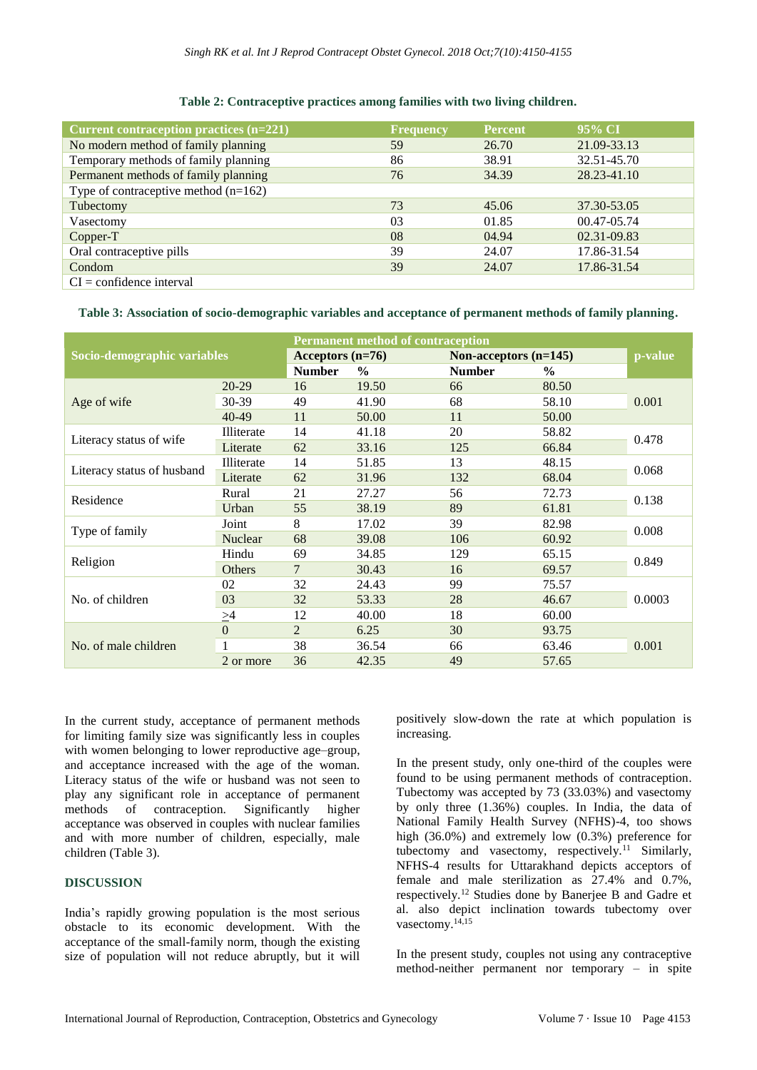**Table 2: Contraceptive practices among families with two living children.**

| Current contraception practices (n=221) | Frequency | Percent | 95% CI |
|---|---|---|---|
| No modern method of family planning | 59 | 26.70 | 21.09-33.13 |
| Temporary methods of family planning | 86 | 38.91 | 32.51-45.70 |
| Permanent methods of family planning | 76 | 34.39 | 28.23-41.10 |
| Type of contraceptive method (n=162) | | | |
| Tubectomy | 73 | 45.06 | 37.30-53.05 |
| Vasectomy | 03 | 01.85 | 00.47-05.74 |
| Copper-T | 08 | 04.94 | 02.31-09.83 |
| Oral contraceptive pills | 39 | 24.07 | 17.86-31.54 |
| Condom | 39 | 24.07 | 17.86-31.54 |
| CI = confidence interval | | | |

**Table 3: Association of socio-demographic variables and acceptance of permanent methods of family planning.**

| Socio-demographic variables | | Permanent method of contraception | | | | p-value |
|---|---|---|---|---|---|---|
| | | Acceptors (n=76) | | Non-acceptors (n=145) | | |
| | | Number | % | Number | % | |
| Age of wife | 20-29 | 16 | 19.50 | 66 | 80.50 | 0.001 |
| | 30-39 | 49 | 41.90 | 68 | 58.10 | |
| | 40-49 | 11 | 50.00 | 11 | 50.00 | |
| Literacy status of wife | Illiterate | 14 | 41.18 | 20 | 58.82 | 0.478 |
| | Literate | 62 | 33.16 | 125 | 66.84 | |
| Literacy status of husband | Illiterate | 14 | 51.85 | 13 | 48.15 | 0.068 |
| | Literate | 62 | 31.96 | 132 | 68.04 | |
| Residence | Rural | 21 | 27.27 | 56 | 72.73 | 0.138 |
| | Urban | 55 | 38.19 | 89 | 61.81 | |
| Type of family | Joint | 8 | 17.02 | 39 | 82.98 | 0.008 |
| | Nuclear | 68 | 39.08 | 106 | 60.92 | |
| Religion | Hindu | 69 | 34.85 | 129 | 65.15 | 0.849 |
| | Others | 7 | 30.43 | 16 | 69.57 | |
| No. of children | 02 | 32 | 24.43 | 99 | 75.57 | 0.0003 |
| | 03 | 32 | 53.33 | 28 | 46.67 | |
| | $\geq$4 | 12 | 40.00 | 18 | 60.00 | |
| No. of male children | 0 | 2 | 6.25 | 30 | 93.75 | 0.001 |
| | 1 | 38 | 36.54 | 66 | 63.46 | |
| | 2 or more | 36 | 42.35 | 49 | 57.65 | |

In the current study, acceptance of permanent methods for limiting family size was significantly less in couples with women belonging to lower reproductive age–group, and acceptance increased with the age of the woman. Literacy status of the wife or husband was not seen to play any significant role in acceptance of permanent methods of contraception. Significantly higher acceptance was observed in couples with nuclear families and with more number of children, especially, male children (Table 3).

## DISCUSSION

India's rapidly growing population is the most serious obstacle to its economic development. With the acceptance of the small-family norm, though the existing size of population will not reduce abruptly, but it will positively slow-down the rate at which population is increasing.

In the present study, only one-third of the couples were found to be using permanent methods of contraception. Tubectomy was accepted by 73 (33.03%) and vasectomy by only three (1.36%) couples. In India, the data of National Family Health Survey (NFHS)-4, too shows high (36.0%) and extremely low (0.3%) preference for tubectomy and vasectomy, respectively.[11] Similarly, NFHS-4 results for Uttarakhand depicts acceptors of female and male sterilization as 27.4% and 0.7%, respectively.[12] Studies done by Banerjee B and Gadre et al. also depict inclination towards tubectomy over vasectomy.[14,15]

In the present study, couples not using any contraceptive method-neither permanent nor temporary – in spite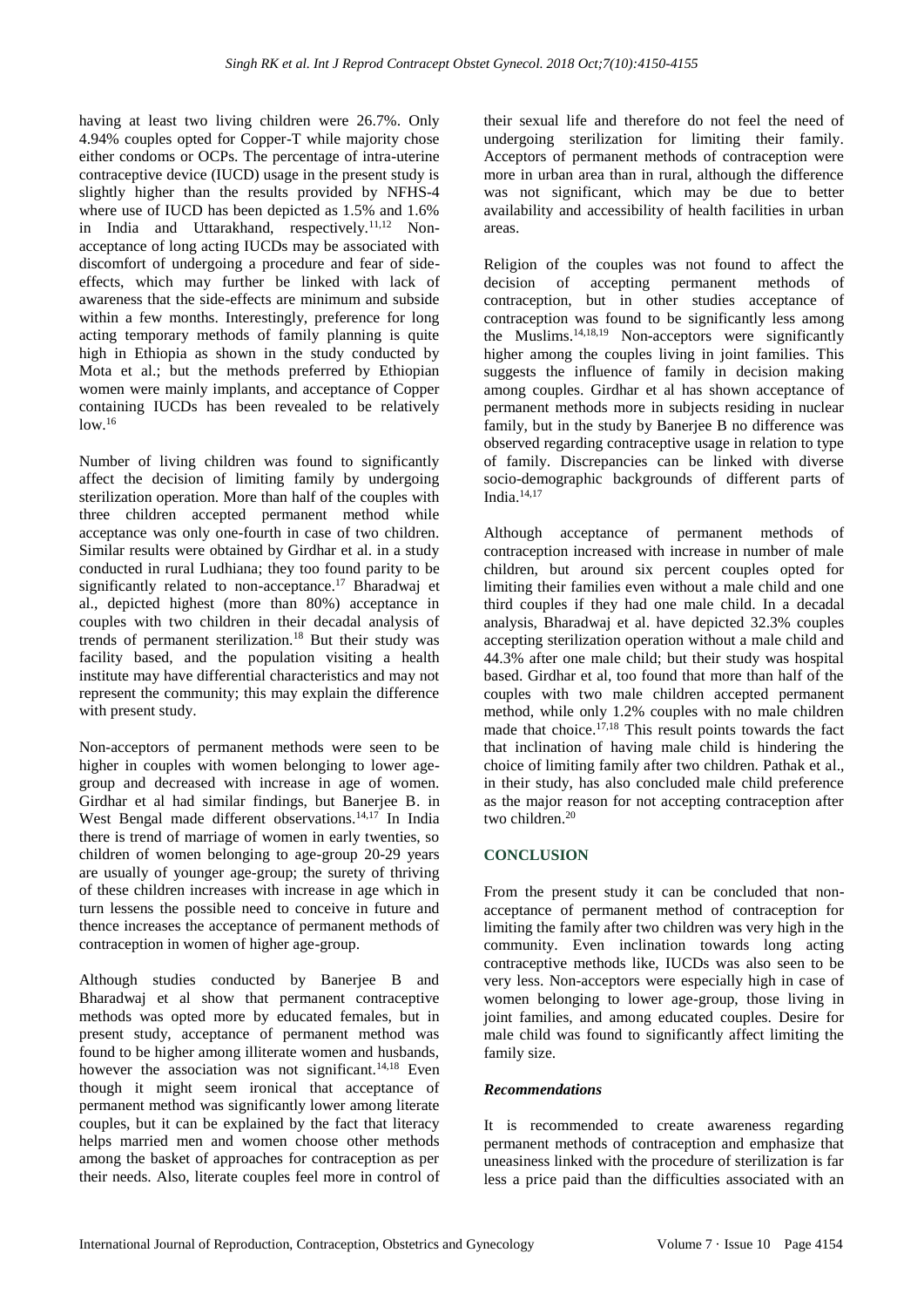having at least two living children were 26.7%. Only 4.94% couples opted for Copper-T while majority chose either condoms or OCPs. The percentage of intra-uterine contraceptive device (IUCD) usage in the present study is slightly higher than the results provided by NFHS-4 where use of IUCD has been depicted as 1.5% and 1.6% in India and Uttarakhand, respectively.[11,12] Non-acceptance of long acting IUCDs may be associated with discomfort of undergoing a procedure and fear of side-effects, which may further be linked with lack of awareness that the side-effects are minimum and subside within a few months. Interestingly, preference for long acting temporary methods of family planning is quite high in Ethiopia as shown in the study conducted by Mota et al.; but the methods preferred by Ethiopian women were mainly implants, and acceptance of Copper containing IUCDs has been revealed to be relatively low.[16]

Number of living children was found to significantly affect the decision of limiting family by undergoing sterilization operation. More than half of the couples with three children accepted permanent method while acceptance was only one-fourth in case of two children. Similar results were obtained by Girdhar et al. in a study conducted in rural Ludhiana; they too found parity to be significantly related to non-acceptance.[17] Bharadwaj et al., depicted highest (more than 80%) acceptance in couples with two children in their decadal analysis of trends of permanent sterilization.[18] But their study was facility based, and the population visiting a health institute may have differential characteristics and may not represent the community; this may explain the difference with present study.

Non-acceptors of permanent methods were seen to be higher in couples with women belonging to lower age-group and decreased with increase in age of women. Girdhar et al had similar findings, but Banerjee B. in West Bengal made different observations.[14,17] In India there is trend of marriage of women in early twenties, so children of women belonging to age-group 20-29 years are usually of younger age-group; the surety of thriving of these children increases with increase in age which in turn lessens the possible need to conceive in future and thence increases the acceptance of permanent methods of contraception in women of higher age-group.

Although studies conducted by Banerjee B and Bharadwaj et al show that permanent contraceptive methods was opted more by educated females, but in present study, acceptance of permanent method was found to be higher among illiterate women and husbands, however the association was not significant.[14,18] Even though it might seem ironical that acceptance of permanent method was significantly lower among literate couples, but it can be explained by the fact that literacy helps married men and women choose other methods among the basket of approaches for contraception as per their needs. Also, literate couples feel more in control of their sexual life and therefore do not feel the need of undergoing sterilization for limiting their family. Acceptors of permanent methods of contraception were more in urban area than in rural, although the difference was not significant, which may be due to better availability and accessibility of health facilities in urban areas.

Religion of the couples was not found to affect the decision of accepting permanent methods of contraception, but in other studies acceptance of contraception was found to be significantly less among the Muslims.[14,18,19] Non-acceptors were significantly higher among the couples living in joint families. This suggests the influence of family in decision making among couples. Girdhar et al has shown acceptance of permanent methods more in subjects residing in nuclear family, but in the study by Banerjee B no difference was observed regarding contraceptive usage in relation to type of family. Discrepancies can be linked with diverse socio-demographic backgrounds of different parts of India.[14,17]

Although acceptance of permanent methods of contraception increased with increase in number of male children, but around six percent couples opted for limiting their families even without a male child and one third couples if they had one male child. In a decadal analysis, Bharadwaj et al. have depicted 32.3% couples accepting sterilization operation without a male child and 44.3% after one male child; but their study was hospital based. Girdhar et al, too found that more than half of the couples with two male children accepted permanent method, while only 1.2% couples with no male children made that choice.[17,18] This result points towards the fact that inclination of having male child is hindering the choice of limiting family after two children. Pathak et al., in their study, has also concluded male child preference as the major reason for not accepting contraception after two children.[20]

## CONCLUSION

From the present study it can be concluded that non-acceptance of permanent method of contraception for limiting the family after two children was very high in the community. Even inclination towards long acting contraceptive methods like, IUCDs was also seen to be very less. Non-acceptors were especially high in case of women belonging to lower age-group, those living in joint families, and among educated couples. Desire for male child was found to significantly affect limiting the family size.

### *Recommendations*

It is recommended to create awareness regarding permanent methods of contraception and emphasize that uneasiness linked with the procedure of sterilization is far less a price paid than the difficulties associated with an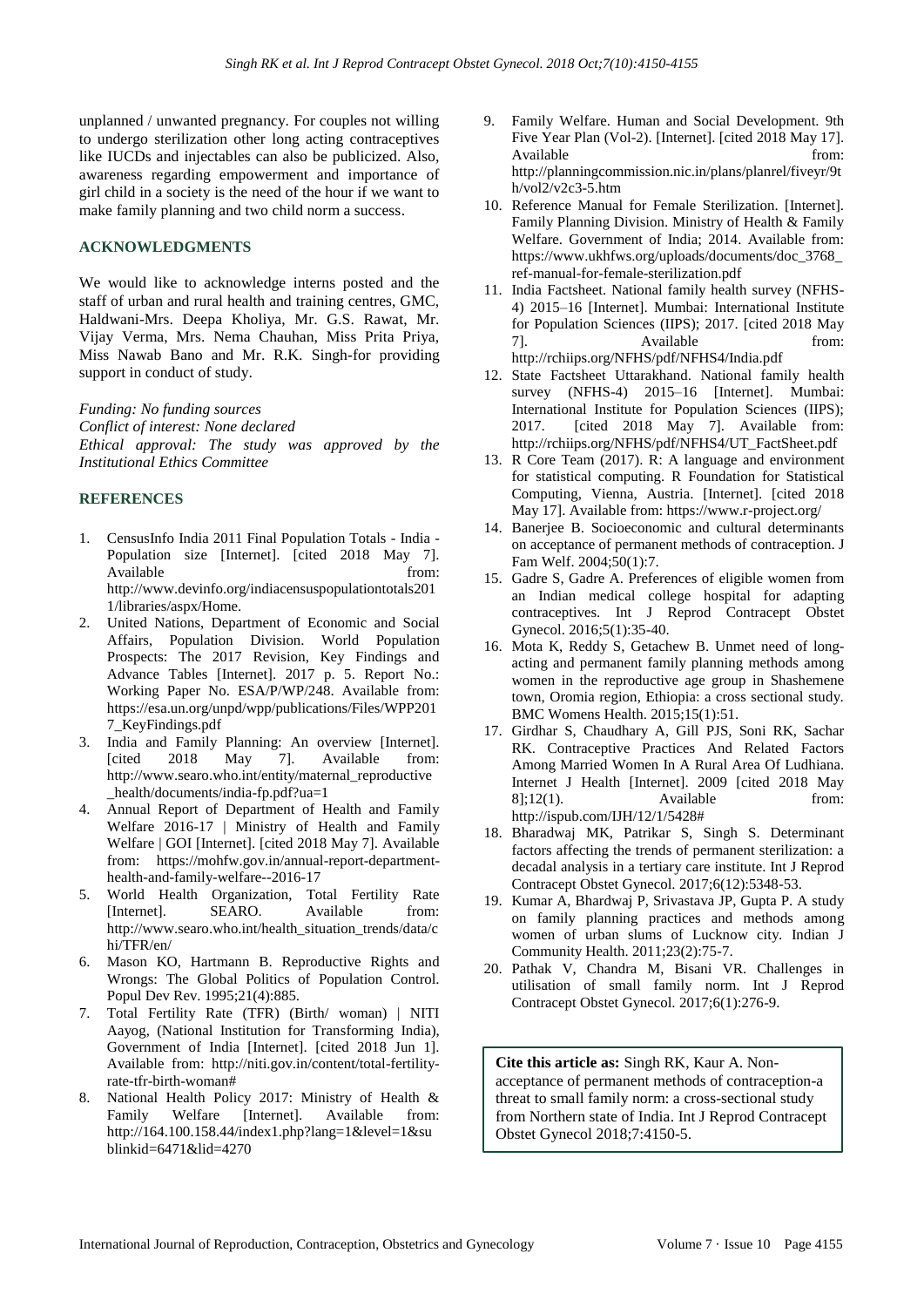unplanned / unwanted pregnancy. For couples not willing to undergo sterilization other long acting contraceptives like IUCDs and injectables can also be publicized. Also, awareness regarding empowerment and importance of girl child in a society is the need of the hour if we want to make family planning and two child norm a success.

## ACKNOWLEDGMENTS

We would like to acknowledge interns posted and the staff of urban and rural health and training centres, GMC, Haldwani-Mrs. Deepa Kholiya, Mr. G.S. Rawat, Mr. Vijay Verma, Mrs. Nema Chauhan, Miss Prita Priya, Miss Nawab Bano and Mr. R.K. Singh-for providing support in conduct of study.

*Funding: No funding sources*
*Conflict of interest: None declared*
*Ethical approval: The study was approved by the Institutional Ethics Committee*

## REFERENCES

1. CensusInfo India 2011 Final Population Totals - India - Population size [Internet]. [cited 2018 May 7]. Available from: http://www.devinfo.org/indiacensuspopulationtotals2011/libraries/aspx/Home.
2. United Nations, Department of Economic and Social Affairs, Population Division. World Population Prospects: The 2017 Revision, Key Findings and Advance Tables [Internet]. 2017 p. 5. Report No.: Working Paper No. ESA/P/WP/248. Available from: https://esa.un.org/unpd/wpp/publications/Files/WPP2017_KeyFindings.pdf
3. India and Family Planning: An overview [Internet]. [cited 2018 May 7]. Available from: http://www.searo.who.int/entity/maternal_reproductive_health/documents/india-fp.pdf?ua=1
4. Annual Report of Department of Health and Family Welfare 2016-17 | Ministry of Health and Family Welfare | GOI [Internet]. [cited 2018 May 7]. Available from: https://mohfw.gov.in/annual-report-department-health-and-family-welfare--2016-17
5. World Health Organization, Total Fertility Rate [Internet]. SEARO. Available from: http://www.searo.who.int/health_situation_trends/data/chi/TFR/en/
6. Mason KO, Hartmann B. Reproductive Rights and Wrongs: The Global Politics of Population Control. Popul Dev Rev. 1995;21(4):885.
7. Total Fertility Rate (TFR) (Birth/ woman) | NITI Aayog, (National Institution for Transforming India), Government of India [Internet]. [cited 2018 Jun 1]. Available from: http://niti.gov.in/content/total-fertility-rate-tfr-birth-woman#
8. National Health Policy 2017: Ministry of Health & Family Welfare [Internet]. Available from: http://164.100.158.44/index1.php?lang=1&level=1&sublinkid=6471&lid=4270
9. Family Welfare. Human and Social Development. 9th Five Year Plan (Vol-2). [Internet]. [cited 2018 May 17]. Available from: http://planningcommission.nic.in/plans/planrel/fiveyr/9th/vol2/v2c3-5.htm
10. Reference Manual for Female Sterilization. [Internet]. Family Planning Division. Ministry of Health & Family Welfare. Government of India; 2014. Available from: https://www.ukhfws.org/uploads/documents/doc_3768_ref-manual-for-female-sterilization.pdf
11. India Factsheet. National family health survey (NFHS-4) 2015–16 [Internet]. Mumbai: International Institute for Population Sciences (IIPS); 2017. [cited 2018 May 7]. Available from: http://rchiips.org/NFHS/pdf/NFHS4/India.pdf
12. State Factsheet Uttarakhand. National family health survey (NFHS-4) 2015–16 [Internet]. Mumbai: International Institute for Population Sciences (IIPS); 2017. [cited 2018 May 7]. Available from: http://rchiips.org/NFHS/pdf/NFHS4/UT_FactSheet.pdf
13. R Core Team (2017). R: A language and environment for statistical computing. R Foundation for Statistical Computing, Vienna, Austria. [Internet]. [cited 2018 May 17]. Available from: https://www.r-project.org/
14. Banerjee B. Socioeconomic and cultural determinants on acceptance of permanent methods of contraception. J Fam Welf. 2004;50(1):7.
15. Gadre S, Gadre A. Preferences of eligible women from an Indian medical college hospital for adapting contraceptives. Int J Reprod Contracept Obstet Gynecol. 2016;5(1):35-40.
16. Mota K, Reddy S, Getachew B. Unmet need of long-acting and permanent family planning methods among women in the reproductive age group in Shashemene town, Oromia region, Ethiopia: a cross sectional study. BMC Womens Health. 2015;15(1):51.
17. Girdhar S, Chaudhary A, Gill PJS, Soni RK, Sachar RK. Contraceptive Practices And Related Factors Among Married Women In A Rural Area Of Ludhiana. Internet J Health [Internet]. 2009 [cited 2018 May 8];12(1). Available from: http://ispub.com/IJH/12/1/5428#
18. Bharadwaj MK, Patrikar S, Singh S. Determinant factors affecting the trends of permanent sterilization: a decadal analysis in a tertiary care institute. Int J Reprod Contracept Obstet Gynecol. 2017;6(12):5348-53.
19. Kumar A, Bhardwaj P, Srivastava JP, Gupta P. A study on family planning practices and methods among women of urban slums of Lucknow city. Indian J Community Health. 2011;23(2):75-7.
20. Pathak V, Chandra M, Bisani VR. Challenges in utilisation of small family norm. Int J Reprod Contracept Obstet Gynecol. 2017;6(1):276-9.

**Cite this article as:** Singh RK, Kaur A. Non-acceptance of permanent methods of contraception-a threat to small family norm: a cross-sectional study from Northern state of India. Int J Reprod Contracept Obstet Gynecol 2018;7:4150-5.